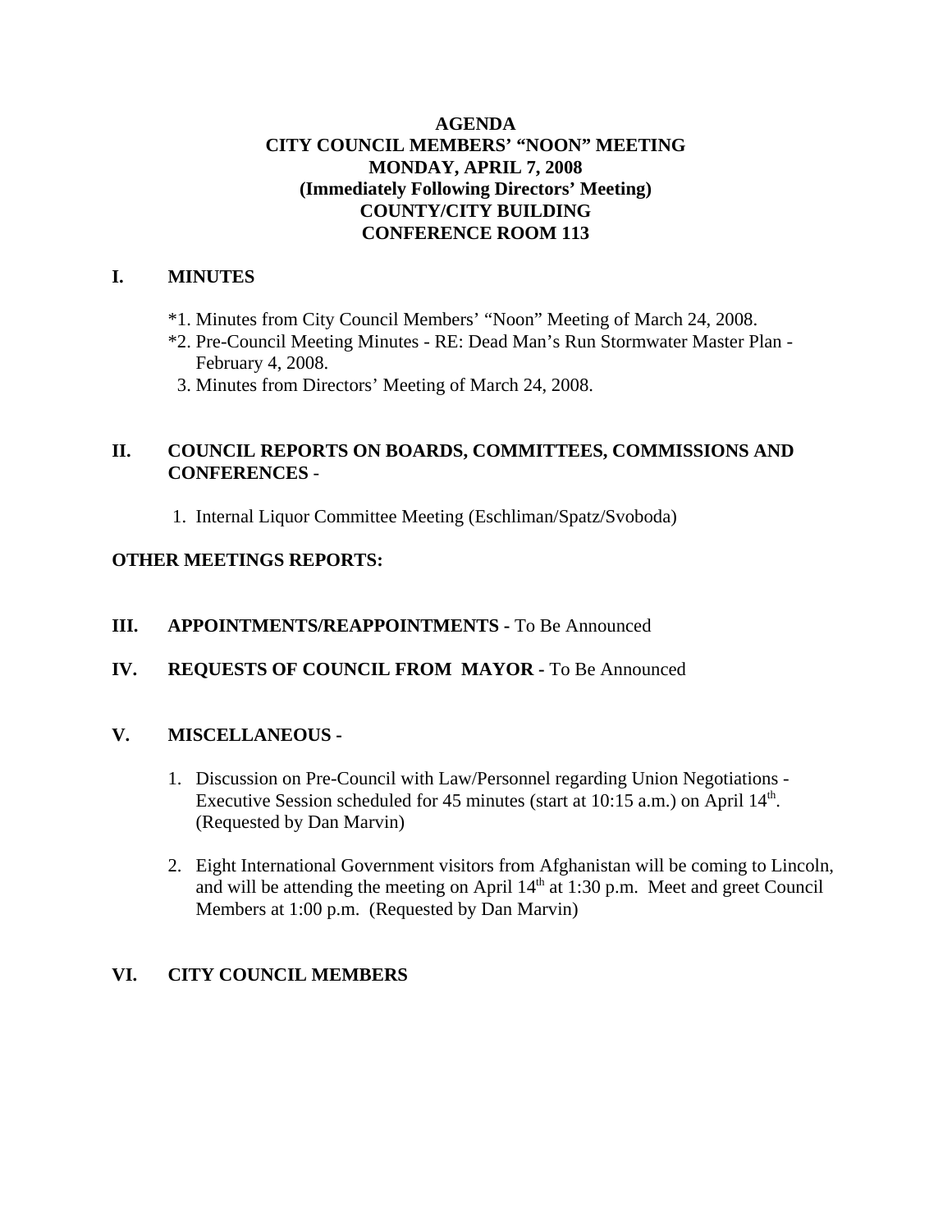# AGENDA
# CITY COUNCIL MEMBERS' "NOON" MEETING
# MONDAY, APRIL 7, 2008
# (Immediately Following Directors' Meeting)
# COUNTY/CITY BUILDING
# CONFERENCE ROOM 113

## I. MINUTES

*1. Minutes from City Council Members' "Noon" Meeting of March 24, 2008.
*2. Pre-Council Meeting Minutes - RE: Dead Man's Run Stormwater Master Plan - February 4, 2008.
3. Minutes from Directors' Meeting of March 24, 2008.

## II. COUNCIL REPORTS ON BOARDS, COMMITTEES, COMMISSIONS AND CONFERENCES -

1. Internal Liquor Committee Meeting (Eschliman/Spatz/Svoboda)

## OTHER MEETINGS REPORTS:

## III. APPOINTMENTS/REAPPOINTMENTS - To Be Announced

## IV. REQUESTS OF COUNCIL FROM MAYOR - To Be Announced

## V. MISCELLANEOUS -

1. Discussion on Pre-Council with Law/Personnel regarding Union Negotiations - Executive Session scheduled for 45 minutes (start at 10:15 a.m.) on April 14th. (Requested by Dan Marvin)

2. Eight International Government visitors from Afghanistan will be coming to Lincoln, and will be attending the meeting on April 14th at 1:30 p.m. Meet and greet Council Members at 1:00 p.m. (Requested by Dan Marvin)

## VI. CITY COUNCIL MEMBERS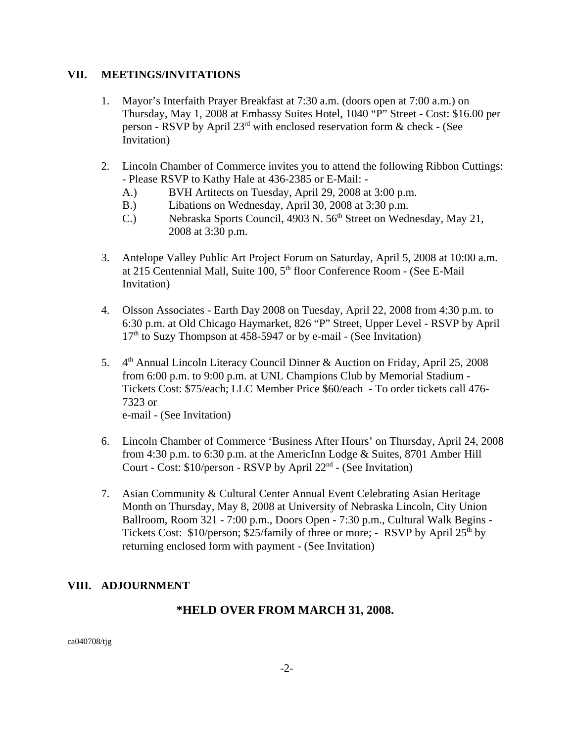## VII. MEETINGS/INVITATIONS

1. Mayor's Interfaith Prayer Breakfast at 7:30 a.m. (doors open at 7:00 a.m.) on Thursday, May 1, 2008 at Embassy Suites Hotel, 1040 "P" Street - Cost: $16.00 per person - RSVP by April 23rd with enclosed reservation form & check - (See Invitation)

2. Lincoln Chamber of Commerce invites you to attend the following Ribbon Cuttings: - Please RSVP to Kathy Hale at 436-2385 or E-Mail: -
   - A.) BVH Artitects on Tuesday, April 29, 2008 at 3:00 p.m.
   - B.) Libations on Wednesday, April 30, 2008 at 3:30 p.m.
   - C.) Nebraska Sports Council, 4903 N. 56th Street on Wednesday, May 21, 2008 at 3:30 p.m.

3. Antelope Valley Public Art Project Forum on Saturday, April 5, 2008 at 10:00 a.m. at 215 Centennial Mall, Suite 100, 5th floor Conference Room - (See E-Mail Invitation)

4. Olsson Associates - Earth Day 2008 on Tuesday, April 22, 2008 from 4:30 p.m. to 6:30 p.m. at Old Chicago Haymarket, 826 "P" Street, Upper Level - RSVP by April 17th to Suzy Thompson at 458-5947 or by e-mail - (See Invitation)

5. 4th Annual Lincoln Literacy Council Dinner & Auction on Friday, April 25, 2008 from 6:00 p.m. to 9:00 p.m. at UNL Champions Club by Memorial Stadium - Tickets Cost: $75/each; LLC Member Price $60/each - To order tickets call 476-7323 or e-mail - (See Invitation)

6. Lincoln Chamber of Commerce 'Business After Hours' on Thursday, April 24, 2008 from 4:30 p.m. to 6:30 p.m. at the AmericInn Lodge & Suites, 8701 Amber Hill Court - Cost: $10/person - RSVP by April 22nd - (See Invitation)

7. Asian Community & Cultural Center Annual Event Celebrating Asian Heritage Month on Thursday, May 8, 2008 at University of Nebraska Lincoln, City Union Ballroom, Room 321 - 7:00 p.m., Doors Open - 7:30 p.m., Cultural Walk Begins - Tickets Cost: $10/person; $25/family of three or more; - RSVP by April 25th by returning enclosed form with payment - (See Invitation)

## VIII. ADJOURNMENT

**\*HELD OVER FROM MARCH 31, 2008.**

ca040708/tjg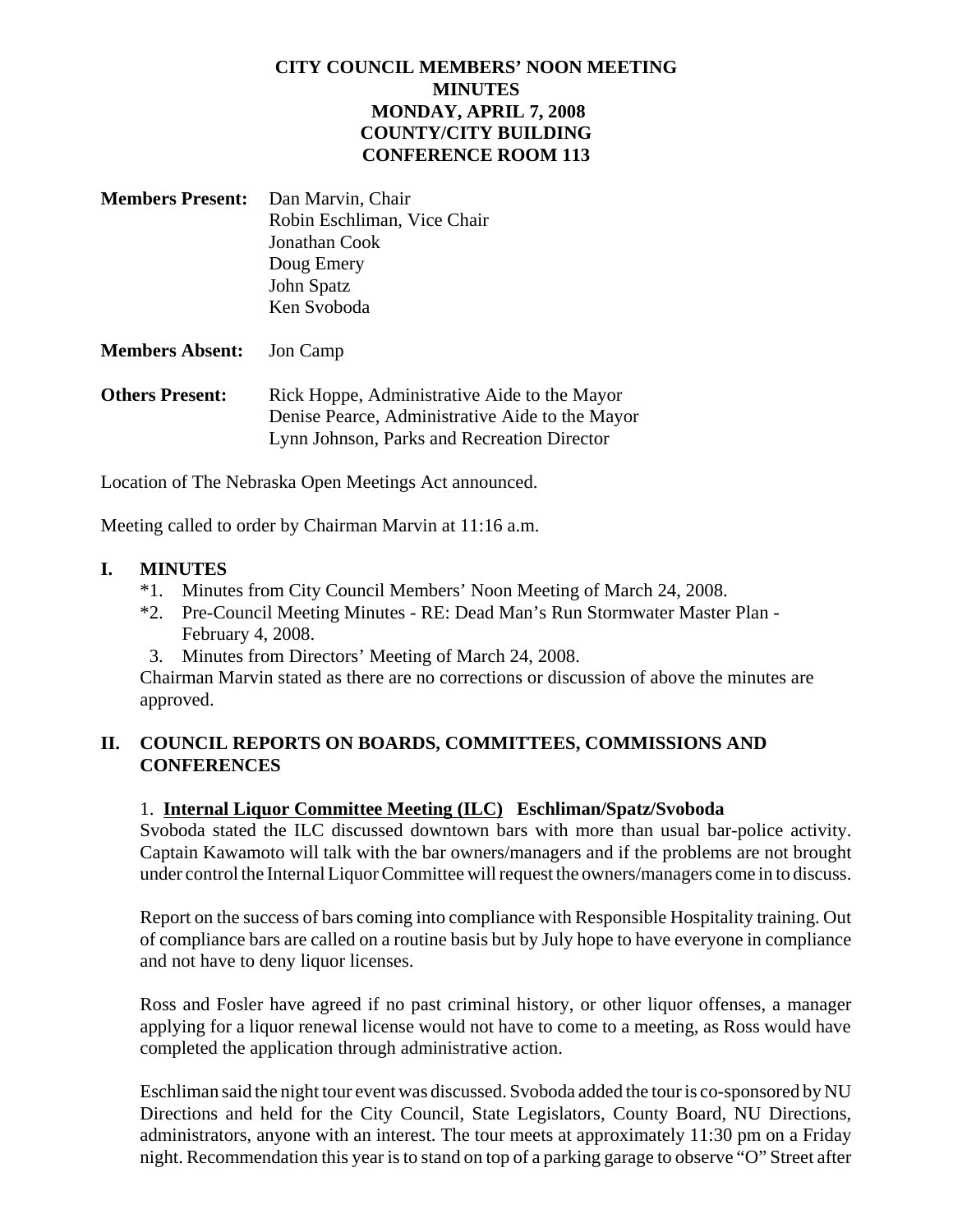**CITY COUNCIL MEMBERS' NOON MEETING**
**MINUTES**
**MONDAY, APRIL 7, 2008**
**COUNTY/CITY BUILDING**
**CONFERENCE ROOM 113**

**Members Present:** Dan Marvin, Chair
Robin Eschliman, Vice Chair
Jonathan Cook
Doug Emery
John Spatz
Ken Svoboda

**Members Absent:** Jon Camp

**Others Present:** Rick Hoppe, Administrative Aide to the Mayor
Denise Pearce, Administrative Aide to the Mayor
Lynn Johnson, Parks and Recreation Director

Location of The Nebraska Open Meetings Act announced.

Meeting called to order by Chairman Marvin at 11:16 a.m.

## I. MINUTES

*1. Minutes from City Council Members' Noon Meeting of March 24, 2008.
*2. Pre-Council Meeting Minutes - RE: Dead Man's Run Stormwater Master Plan - February 4, 2008.
3. Minutes from Directors' Meeting of March 24, 2008.

Chairman Marvin stated as there are no corrections or discussion of above the minutes are approved.

## II. COUNCIL REPORTS ON BOARDS, COMMITTEES, COMMISSIONS AND CONFERENCES

1. **Internal Liquor Committee Meeting (ILC) Eschliman/Spatz/Svoboda**

Svoboda stated the ILC discussed downtown bars with more than usual bar-police activity. Captain Kawamoto will talk with the bar owners/managers and if the problems are not brought under control the Internal Liquor Committee will request the owners/managers come in to discuss.

Report on the success of bars coming into compliance with Responsible Hospitality training. Out of compliance bars are called on a routine basis but by July hope to have everyone in compliance and not have to deny liquor licenses.

Ross and Fosler have agreed if no past criminal history, or other liquor offenses, a manager applying for a liquor renewal license would not have to come to a meeting, as Ross would have completed the application through administrative action.

Eschliman said the night tour event was discussed. Svoboda added the tour is co-sponsored by NU Directions and held for the City Council, State Legislators, County Board, NU Directions, administrators, anyone with an interest. The tour meets at approximately 11:30 pm on a Friday night. Recommendation this year is to stand on top of a parking garage to observe "O" Street after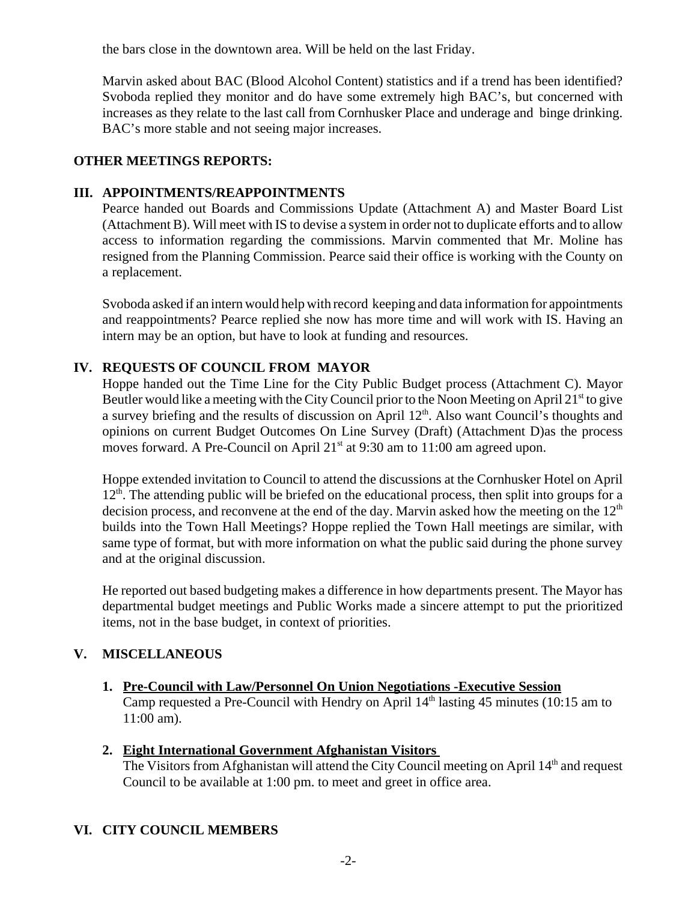the bars close in the downtown area. Will be held on the last Friday.

Marvin asked about BAC (Blood Alcohol Content) statistics and if a trend has been identified? Svoboda replied they monitor and do have some extremely high BAC's, but concerned with increases as they relate to the last call from Cornhusker Place and underage and binge drinking. BAC's more stable and not seeing major increases.

## OTHER MEETINGS REPORTS:

## III. APPOINTMENTS/REAPPOINTMENTS

Pearce handed out Boards and Commissions Update (Attachment A) and Master Board List (Attachment B). Will meet with IS to devise a system in order not to duplicate efforts and to allow access to information regarding the commissions. Marvin commented that Mr. Moline has resigned from the Planning Commission. Pearce said their office is working with the County on a replacement.

Svoboda asked if an intern would help with record keeping and data information for appointments and reappointments? Pearce replied she now has more time and will work with IS. Having an intern may be an option, but have to look at funding and resources.

## IV. REQUESTS OF COUNCIL FROM MAYOR

Hoppe handed out the Time Line for the City Public Budget process (Attachment C). Mayor Beutler would like a meeting with the City Council prior to the Noon Meeting on April 21st to give a survey briefing and the results of discussion on April 12th. Also want Council's thoughts and opinions on current Budget Outcomes On Line Survey (Draft) (Attachment D)as the process moves forward. A Pre-Council on April 21st at 9:30 am to 11:00 am agreed upon.

Hoppe extended invitation to Council to attend the discussions at the Cornhusker Hotel on April 12th. The attending public will be briefed on the educational process, then split into groups for a decision process, and reconvene at the end of the day. Marvin asked how the meeting on the 12th builds into the Town Hall Meetings? Hoppe replied the Town Hall meetings are similar, with same type of format, but with more information on what the public said during the phone survey and at the original discussion.

He reported out based budgeting makes a difference in how departments present. The Mayor has departmental budget meetings and Public Works made a sincere attempt to put the prioritized items, not in the base budget, in context of priorities.

## V. MISCELLANEOUS

1. **Pre-Council with Law/Personnel On Union Negotiations -Executive Session**
   Camp requested a Pre-Council with Hendry on April 14th lasting 45 minutes (10:15 am to 11:00 am).

2. **Eight International Government Afghanistan Visitors**
   The Visitors from Afghanistan will attend the City Council meeting on April 14th and request Council to be available at 1:00 pm. to meet and greet in office area.

## VI. CITY COUNCIL MEMBERS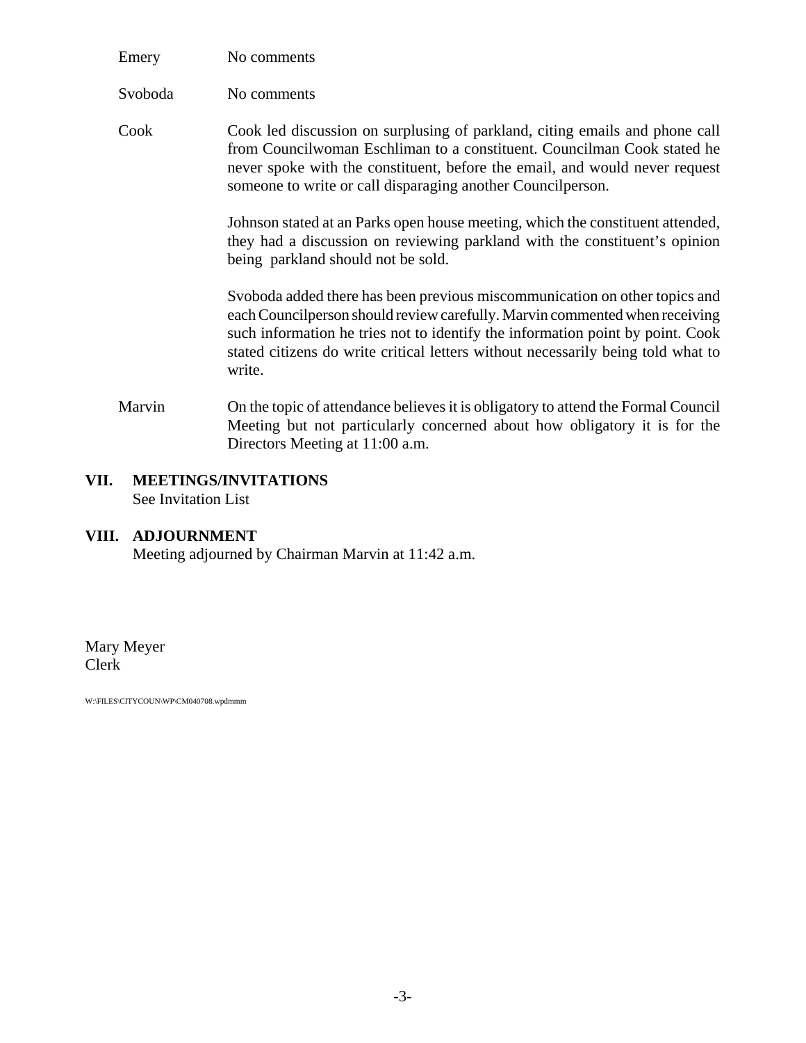Emery No comments

Svoboda No comments

Cook Cook led discussion on surplusing of parkland, citing emails and phone call from Councilwoman Eschliman to a constituent. Councilman Cook stated he never spoke with the constituent, before the email, and would never request someone to write or call disparaging another Councilperson.

Johnson stated at an Parks open house meeting, which the constituent attended, they had a discussion on reviewing parkland with the constituent's opinion being parkland should not be sold.

Svoboda added there has been previous miscommunication on other topics and each Councilperson should review carefully. Marvin commented when receiving such information he tries not to identify the information point by point. Cook stated citizens do write critical letters without necessarily being told what to write.

Marvin On the topic of attendance believes it is obligatory to attend the Formal Council Meeting but not particularly concerned about how obligatory it is for the Directors Meeting at 11:00 a.m.

## VII. MEETINGS/INVITATIONS

See Invitation List

## VIII. ADJOURNMENT

Meeting adjourned by Chairman Marvin at 11:42 a.m.

Mary Meyer
Clerk

W:\FILES\CITYCOUN\WP\CM040708.wpdmmm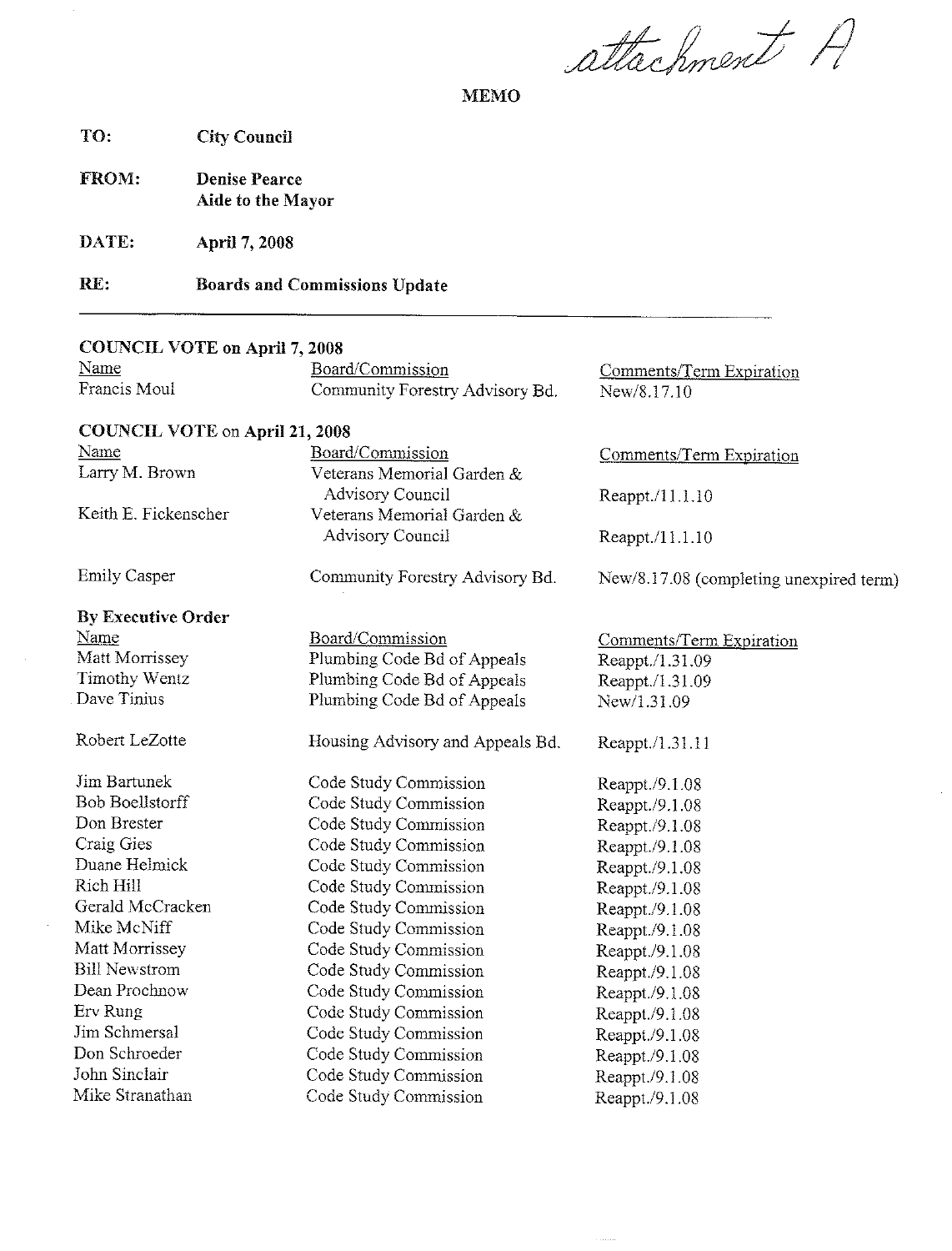*attachment A*

# MEMO

**TO:** City Council

**FROM:** Denise Pearce
Aide to the Mayor

**DATE:** April 7, 2008

**RE:** Boards and Commissions Update

---

**COUNCIL VOTE on April 7, 2008**

| Name | Board/Commission | Comments/Term Expiration |
|---|---|---|
| Francis Moul | Community Forestry Advisory Bd. | New/8.17.10 |

**COUNCIL VOTE on April 21, 2008**

| Name | Board/Commission | Comments/Term Expiration |
|---|---|---|
| Larry M. Brown | Veterans Memorial Garden & Advisory Council | Reappt./11.1.10 |
| Keith E. Fickenscher | Veterans Memorial Garden & Advisory Council | Reappt./11.1.10 |
| Emily Casper | Community Forestry Advisory Bd. | New/8.17.08 (completing unexpired term) |

**By Executive Order**

| Name | Board/Commission | Comments/Term Expiration |
|---|---|---|
| Matt Morrissey | Plumbing Code Bd of Appeals | Reappt./1.31.09 |
| Timothy Wentz | Plumbing Code Bd of Appeals | Reappt./1.31.09 |
| Dave Tinius | Plumbing Code Bd of Appeals | New/1.31.09 |
| Robert LeZotte | Housing Advisory and Appeals Bd. | Reappt./1.31.11 |
| Jim Bartunek | Code Study Commission | Reappt./9.1.08 |
| Bob Boellstorff | Code Study Commission | Reappt./9.1.08 |
| Don Brester | Code Study Commission | Reappt./9.1.08 |
| Craig Gies | Code Study Commission | Reappt./9.1.08 |
| Duane Helmick | Code Study Commission | Reappt./9.1.08 |
| Rich Hill | Code Study Commission | Reappt./9.1.08 |
| Gerald McCracken | Code Study Commission | Reappt./9.1.08 |
| Mike McNiff | Code Study Commission | Reappt./9.1.08 |
| Matt Morrissey | Code Study Commission | Reappt./9.1.08 |
| Bill Newstrom | Code Study Commission | Reappt./9.1.08 |
| Dean Prochnow | Code Study Commission | Reappt./9.1.08 |
| Erv Rung | Code Study Commission | Reappt./9.1.08 |
| Jim Schmersal | Code Study Commission | Reappt./9.1.08 |
| Don Schroeder | Code Study Commission | Reappt./9.1.08 |
| John Sinclair | Code Study Commission | Reappt./9.1.08 |
| Mike Stranathan | Code Study Commission | Reappt./9.1.08 |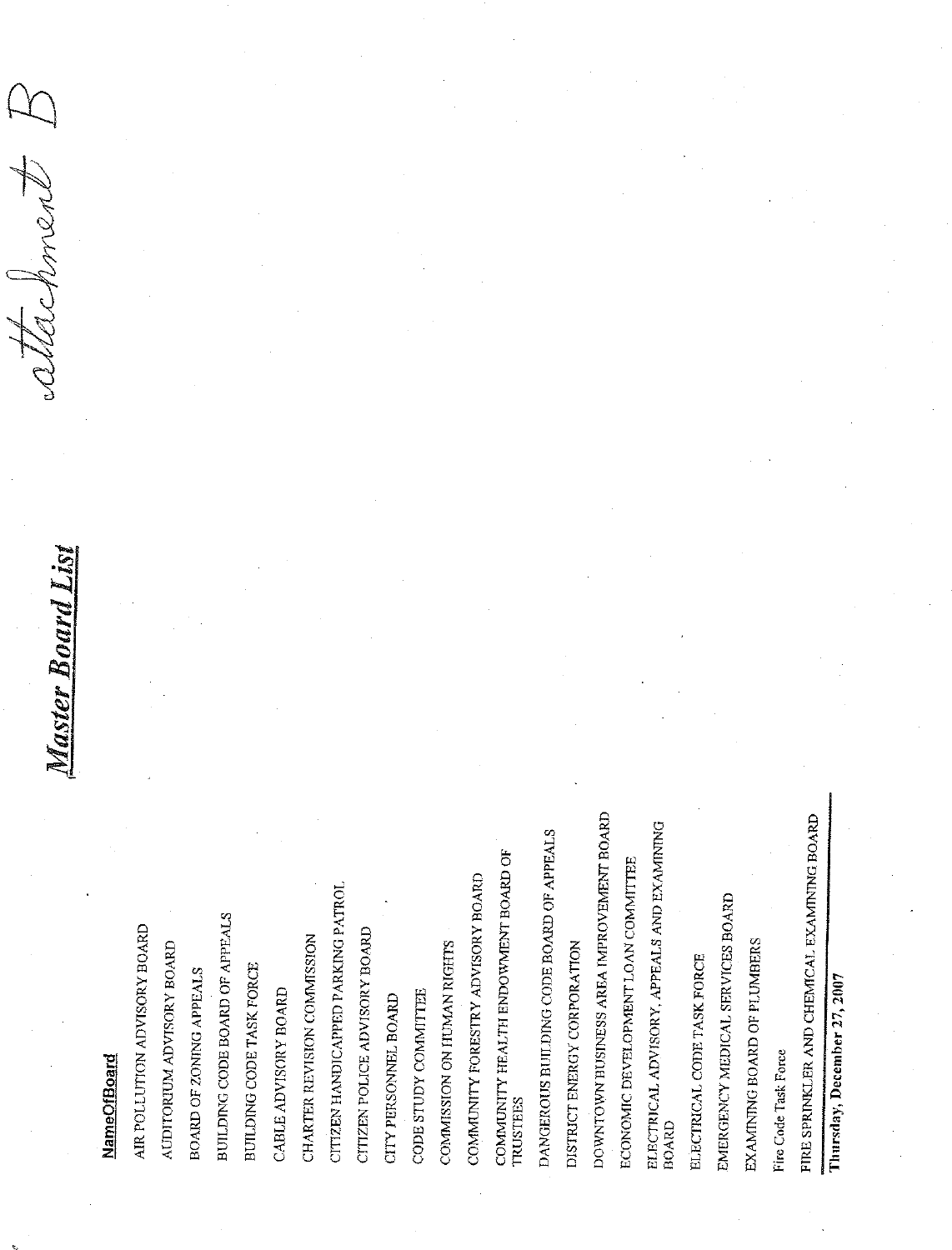# Master Board List

*attachment B*

**NameOfBoard**

AIR POLLUTION ADVISORY BOARD

AUDITORIUM ADVISORY BOARD

BOARD OF ZONING APPEALS

BUILDING CODE BOARD OF APPEALS

BUILDING CODE TASK FORCE

CABLE ADVISORY BOARD

CHARTER REVISION COMMISSION

CITIZEN HANDICAPPED PARKING PATROL

CITIZEN POLICE ADVISORY BOARD

CITY PERSONNEL BOARD

CODE STUDY COMMITTEE

COMMISSION ON HUMAN RIGHTS

COMMUNITY FORESTRY ADVISORY BOARD

COMMUNITY HEALTH ENDOWMENT BOARD OF TRUSTEES

DANGEROUS BUILDING CODE BOARD OF APPEALS

DISTRICT ENERGY CORPORATION

DOWNTOWN BUSINESS AREA IMPROVEMENT BOARD

ECONOMIC DEVELOPMENT LOAN COMMITTEE

ELECTRICAL ADVISORY, APPEALS AND EXAMINING BOARD

ELECTRICAL CODE TASK FORCE

EMERGENCY MEDICAL SERVICES BOARD

EXAMINING BOARD OF PLUMBERS

Fire Code Task Force

FIRE SPRINKLER AND CHEMICAL EXAMINING BOARD

**Thursday, December 27, 2007**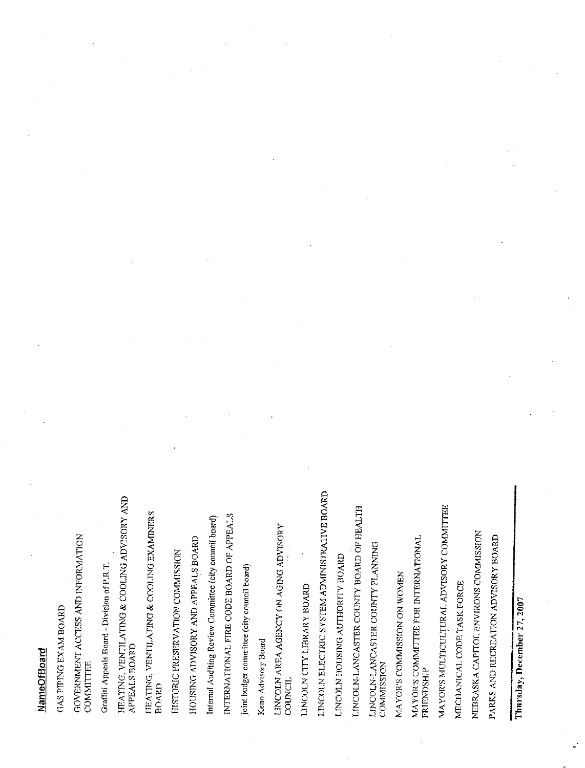**NameOfBoard**

GAS PIPING EXAM BOARD

GOVERNMENT ACCESS AND INFORMATION COMMITTEE

Graffiti Appeals Board - Division of P.R.T.

HEATING, VENTILATING & COOLING ADVISORY AND APPEALS BOARD

HEATING, VENTILATING & COOLING EXAMINERS BOARD

HISTORIC PRESERVATION COMMISSION

HOUSING ADVISORY AND APPEALS BOARD

Internal Auditing Review Committee (city council board)

INTERNATIONAL FIRE CODE BOARD OF APPEALS

joint budget committee (city council board)

Keno Advisory Board

LINCOLN AREA AGENCY ON AGING ADVISORY COUNCIL

LINCOLN CITY LIBRARY BOARD

LINCOLN ELECTRIC SYSTEM ADMINISTRATIVE BOARD

LINCOLN HOUSING AUTHORITY BOARD

LINCOLN-LANCASTER COUNTY BOARD OF HEALTH

LINCOLN-LANCASTER COUNTY PLANNING COMMISSION

MAYOR'S COMMISSION ON WOMEN

MAYOR'S COMMITTEE FOR INTERNATIONAL FRIENDSHIP

MAYOR'S MULTICULTURAL ADVISORY COMMITTEE

MECHANICAL CODE TASK FORCE

NEBRASKA CAPITOL ENVIRONS COMMISSION

PARKS AND RECREATION ADVISORY BOARD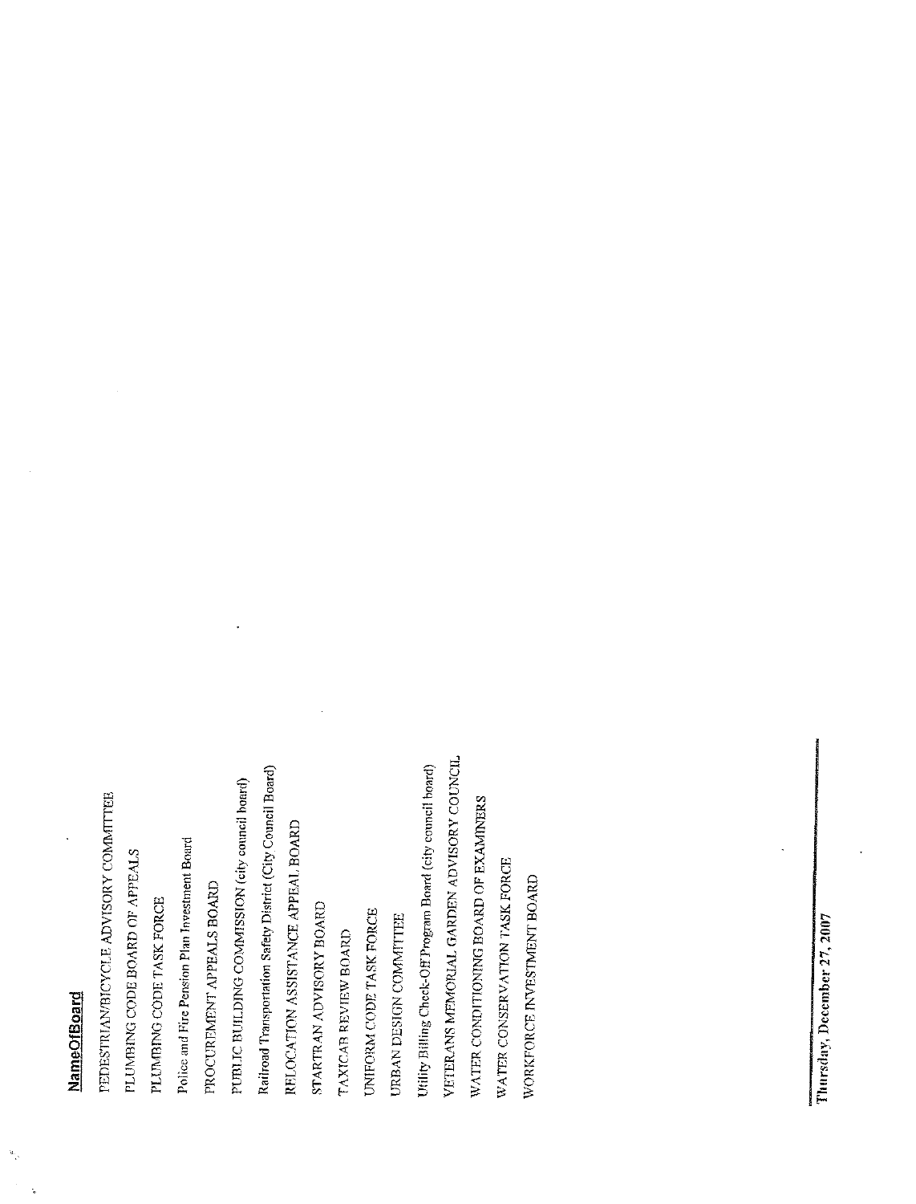**NameOfBoard**

PEDESTRIAN/BICYCLE ADVISORY COMMITTEE

PLUMBING CODE BOARD OF APPEALS

PLUMBING CODE TASK FORCE

Police and Fire Pension Plan Investment Board

PROCUREMENT APPEALS BOARD

PUBLIC BUILDING COMMISSION (city council board)

Railroad Transportation Safety District (City Council Board)

RELOCATION ASSISTANCE APPEAL BOARD

STARTRAN ADVISORY BOARD

TAXICAB REVIEW BOARD

UNIFORM CODE TASK FORCE

URBAN DESIGN COMMITTEE

Utility Billing Check-Off Program Board (city council board)

VETERANS MEMORIAL GARDEN ADVISORY COUNCIL

WATER CONDITIONING BOARD OF EXAMINERS

WATER CONSERVATION TASK FORCE

WORKFORCE INVESTMENT BOARD

Thursday, December 27, 2007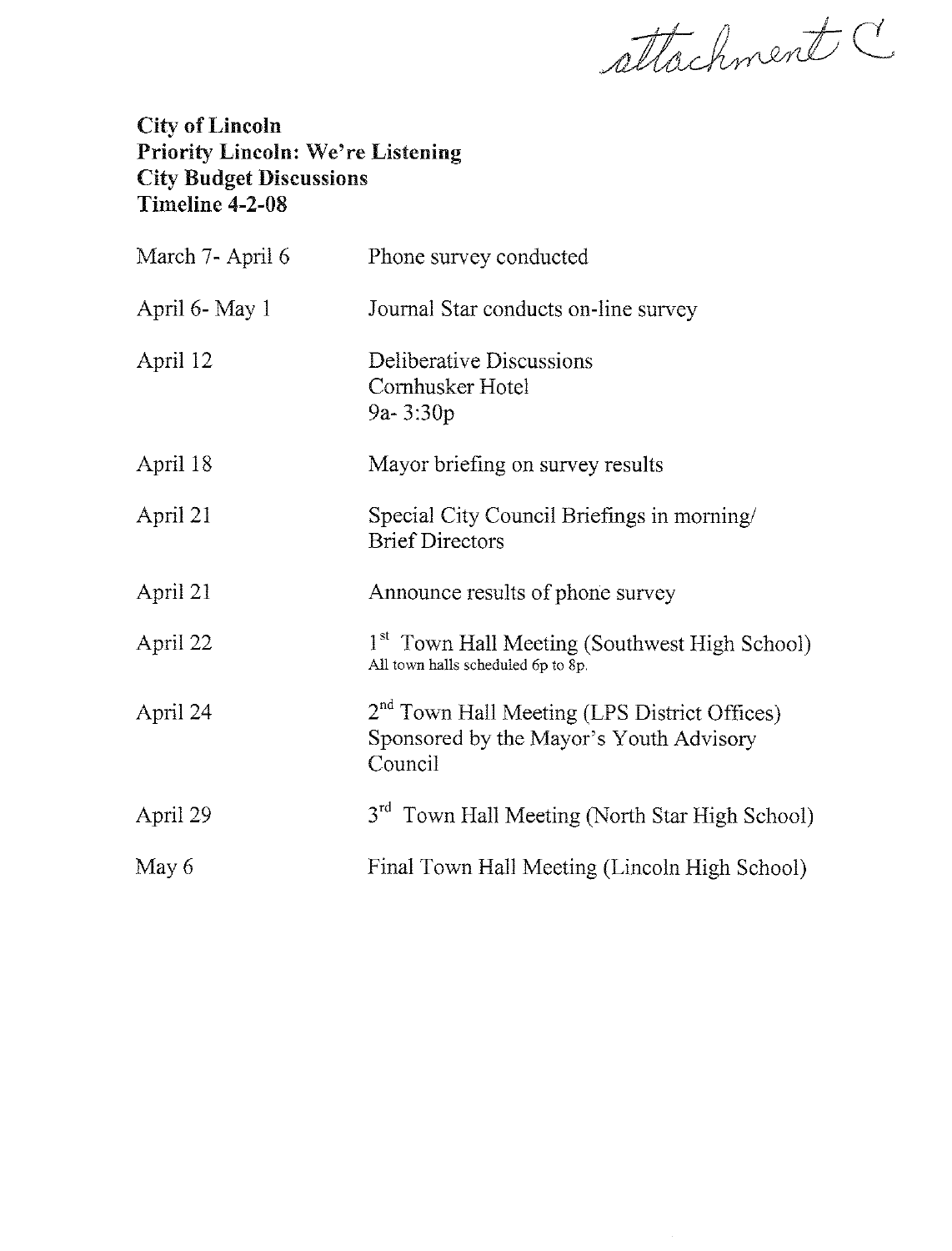attachment C

**City of Lincoln**
**Priority Lincoln: We're Listening**
**City Budget Discussions**
**Timeline 4-2-08**

| | |
|---|---|
| March 7- April 6 | Phone survey conducted |
| April 6- May 1 | Journal Star conducts on-line survey |
| April 12 | Deliberative Discussions<br>Cornhusker Hotel<br>9a- 3:30p |
| April 18 | Mayor briefing on survey results |
| April 21 | Special City Council Briefings in morning/<br>Brief Directors |
| April 21 | Announce results of phone survey |
| April 22 | 1st Town Hall Meeting (Southwest High School)<br>All town halls scheduled 6p to 8p. |
| April 24 | 2nd Town Hall Meeting (LPS District Offices)<br>Sponsored by the Mayor's Youth Advisory Council |
| April 29 | 3rd Town Hall Meeting (North Star High School) |
| May 6 | Final Town Hall Meeting (Lincoln High School) |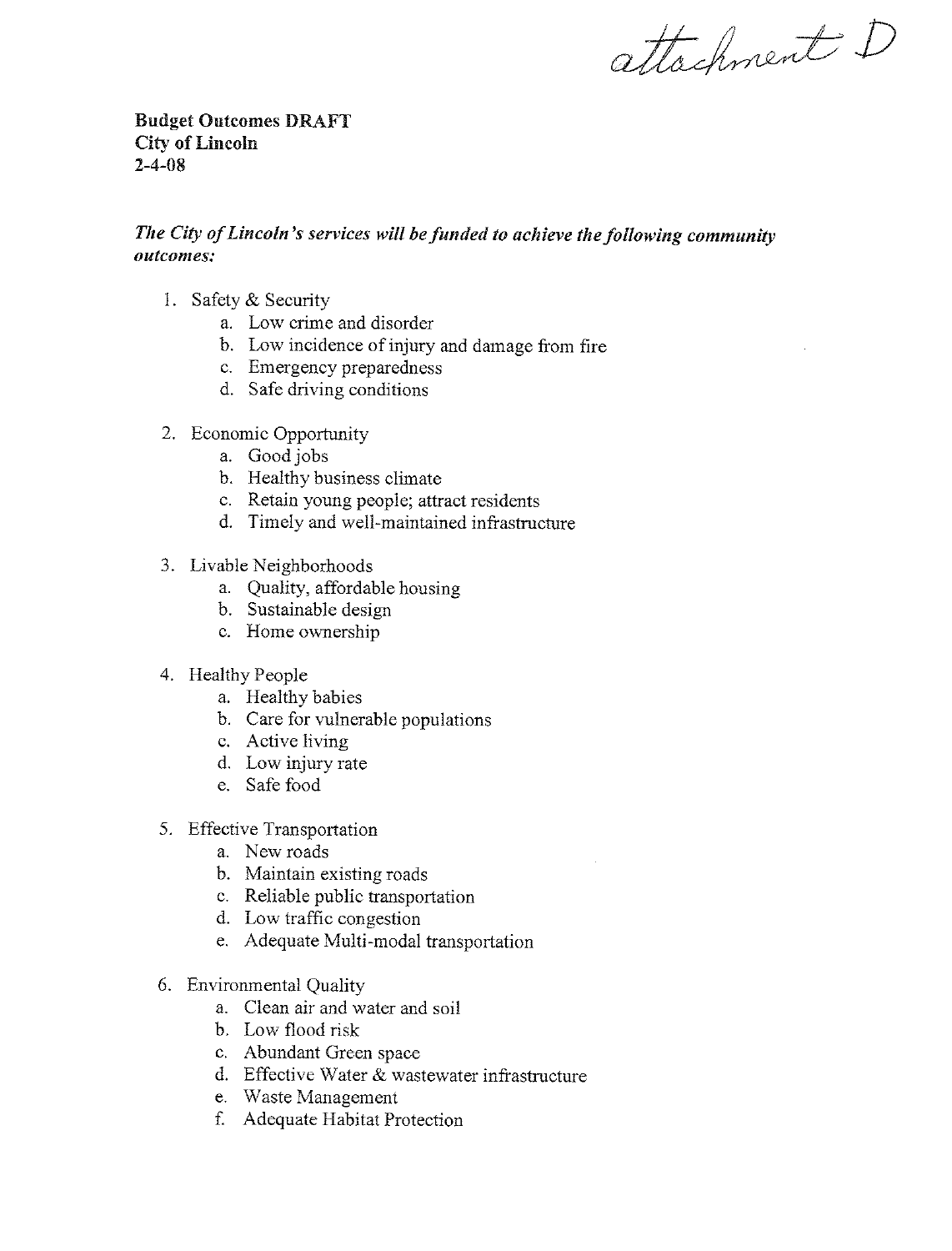attachment D

**Budget Outcomes DRAFT**
**City of Lincoln**
**2-4-08**

***The City of Lincoln's services will be funded to achieve the following community outcomes:***

1. Safety & Security
   a. Low crime and disorder
   b. Low incidence of injury and damage from fire
   c. Emergency preparedness
   d. Safe driving conditions

2. Economic Opportunity
   a. Good jobs
   b. Healthy business climate
   c. Retain young people; attract residents
   d. Timely and well-maintained infrastructure

3. Livable Neighborhoods
   a. Quality, affordable housing
   b. Sustainable design
   c. Home ownership

4. Healthy People
   a. Healthy babies
   b. Care for vulnerable populations
   c. Active living
   d. Low injury rate
   e. Safe food

5. Effective Transportation
   a. New roads
   b. Maintain existing roads
   c. Reliable public transportation
   d. Low traffic congestion
   e. Adequate Multi-modal transportation

6. Environmental Quality
   a. Clean air and water and soil
   b. Low flood risk
   c. Abundant Green space
   d. Effective Water & wastewater infrastructure
   e. Waste Management
   f. Adequate Habitat Protection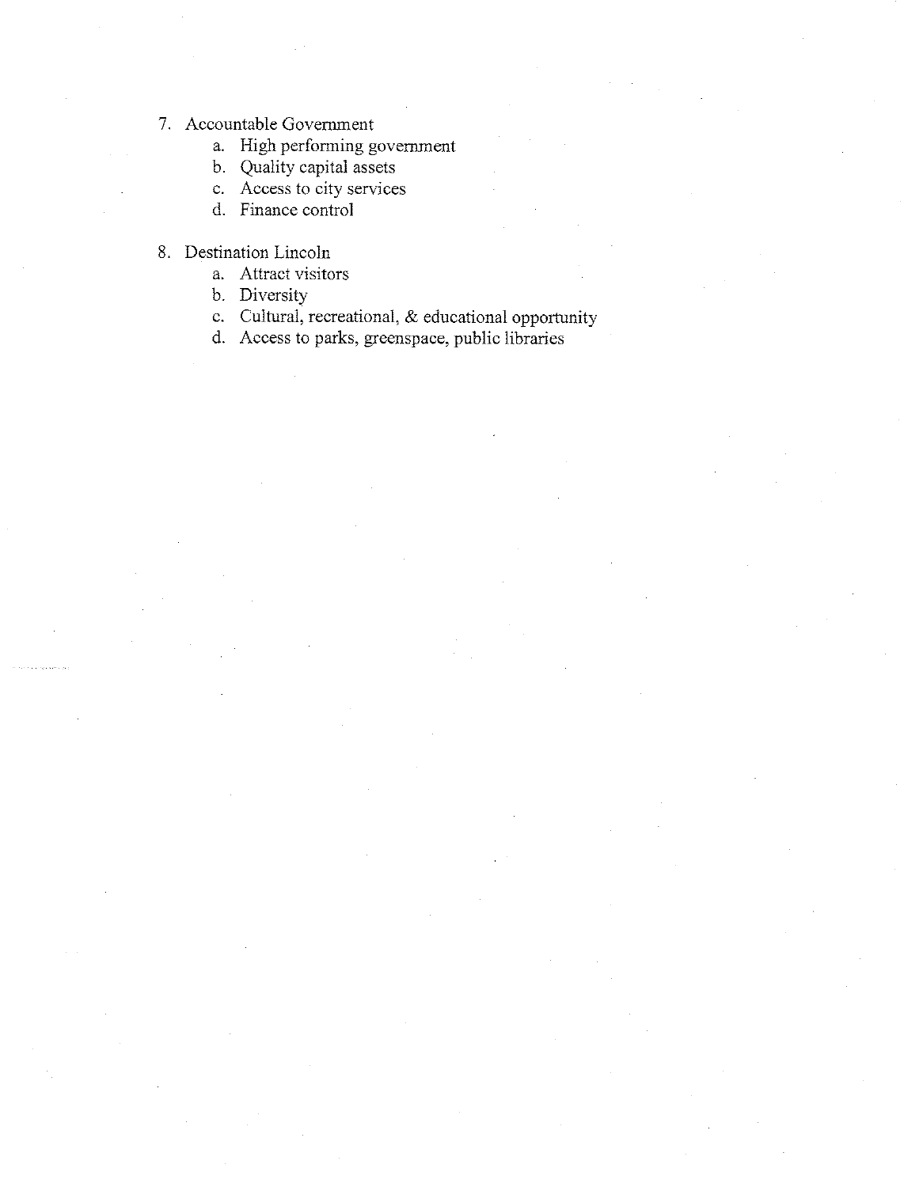7. Accountable Government
    a. High performing government
    b. Quality capital assets
    c. Access to city services
    d. Finance control

8. Destination Lincoln
    a. Attract visitors
    b. Diversity
    c. Cultural, recreational, & educational opportunity
    d. Access to parks, greenspace, public libraries